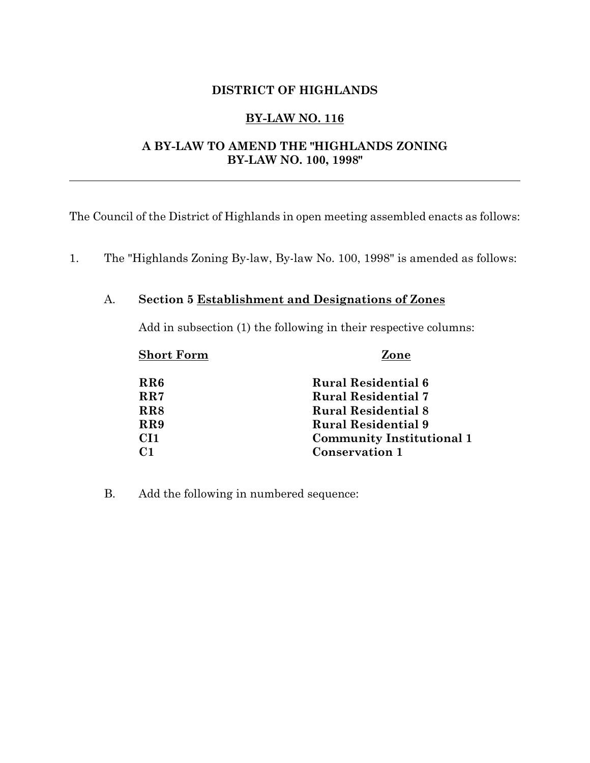**DISTRICT OF HIGHLANDS**

**BY-LAW NO. 116**

**A BY-LAW TO AMEND THE "HIGHLANDS ZONING BY-LAW NO. 100, 1998"**

---

The Council of the District of Highlands in open meeting assembled enacts as follows:

1. The "Highlands Zoning By-law, By-law No. 100, 1998" is amended as follows:

   A. **Section 5 Establishment and Designations of Zones**

      Add in subsection (1) the following in their respective columns:

      | Short Form | Zone |
      | --- | --- |
      | **RR6** | **Rural Residential 6** |
      | **RR7** | **Rural Residential 7** |
      | **RR8** | **Rural Residential 8** |
      | **RR9** | **Rural Residential 9** |
      | **CI1** | **Community Institutional 1** |
      | **C1** | **Conservation 1** |

   B. Add the following in numbered sequence: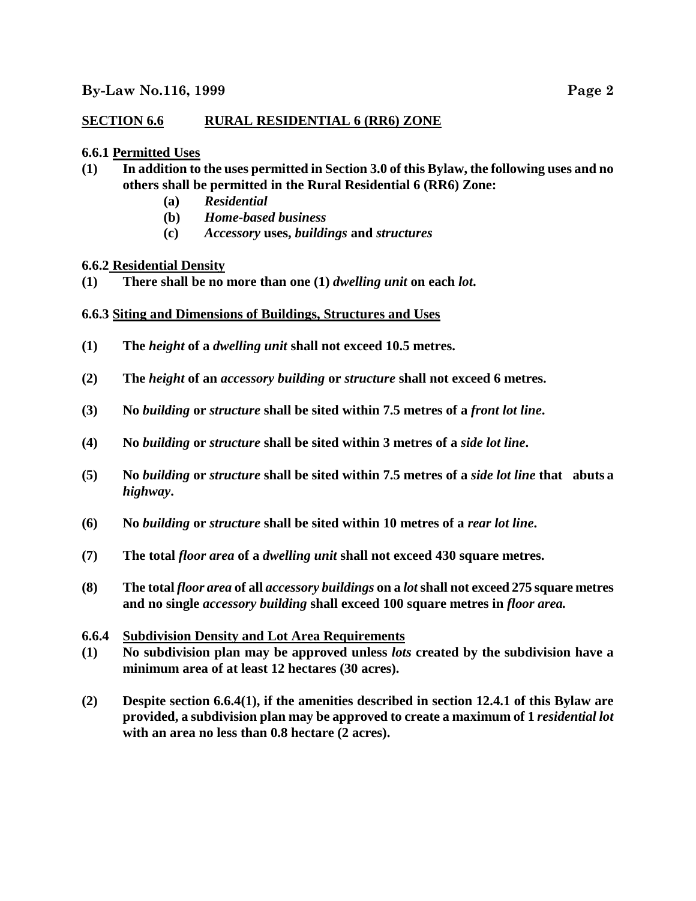## SECTION 6.6 RURAL RESIDENTIAL 6 (RR6) ZONE

### 6.6.1 Permitted Uses

**(1) In addition to the uses permitted in Section 3.0 of this Bylaw, the following uses and no others shall be permitted in the Rural Residential 6 (RR6) Zone:**

- **(a)** ***Residential***
- **(b)** ***Home-based business***
- **(c)** ***Accessory*** **uses,** ***buildings*** **and** ***structures***

### 6.6.2 Residential Density

**(1) There shall be no more than one (1)** ***dwelling unit*** **on each** ***lot*****.**

### 6.6.3 Siting and Dimensions of Buildings, Structures and Uses

**(1) The** ***height*** **of a** ***dwelling unit*** **shall not exceed 10.5 metres.**

**(2) The** ***height*** **of an** ***accessory building*** **or** ***structure*** **shall not exceed 6 metres.**

**(3) No** ***building*** **or** ***structure*** **shall be sited within 7.5 metres of a** ***front lot line*****.**

**(4) No** ***building*** **or** ***structure*** **shall be sited within 3 metres of a** ***side lot line*****.**

**(5) No** ***building*** **or** ***structure*** **shall be sited within 7.5 metres of a** ***side lot line*** **that abuts a** ***highway*****.**

**(6) No** ***building*** **or** ***structure*** **shall be sited within 10 metres of a** ***rear lot line*****.**

**(7) The total** ***floor area*** **of a** ***dwelling unit*** **shall not exceed 430 square metres.**

**(8) The total** ***floor area*** **of all** ***accessory buildings*** **on a** ***lot*** **shall not exceed 275 square metres and no single** ***accessory building*** **shall exceed 100 square metres in** ***floor area.***

### 6.6.4 Subdivision Density and Lot Area Requirements

**(1) No subdivision plan may be approved unless** ***lots*** **created by the subdivision have a minimum area of at least 12 hectares (30 acres).**

**(2) Despite section 6.6.4(1), if the amenities described in section 12.4.1 of this Bylaw are provided, a subdivision plan may be approved to create a maximum of 1** ***residential lot*** **with an area no less than 0.8 hectare (2 acres).**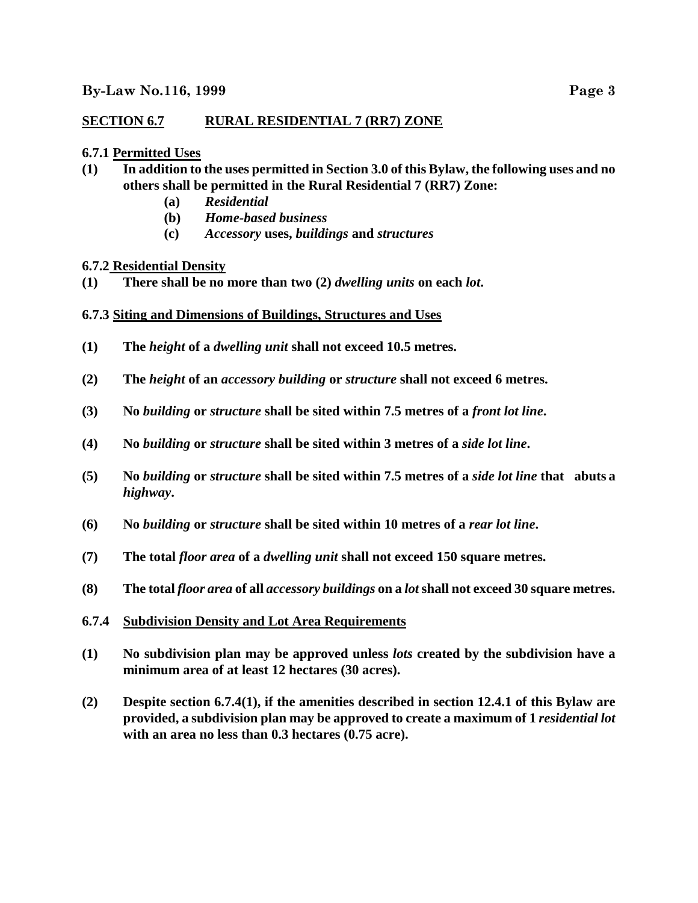## SECTION 6.7 RURAL RESIDENTIAL 7 (RR7) ZONE

### 6.7.1 Permitted Uses

**(1)** **In addition to the uses permitted in Section 3.0 of this Bylaw, the following uses and no others shall be permitted in the Rural Residential 7 (RR7) Zone:**

- **(a)** ***Residential***
- **(b)** ***Home-based business***
- **(c)** ***Accessory* uses, *buildings* and *structures***

### 6.7.2 Residential Density

**(1)** **There shall be no more than two (2) *dwelling units* on each *lot*.**

### 6.7.3 Siting and Dimensions of Buildings, Structures and Uses

**(1)** **The *height* of a *dwelling unit* shall not exceed 10.5 metres.**

**(2)** **The *height* of an *accessory building* or *structure* shall not exceed 6 metres.**

**(3)** **No *building* or *structure* shall be sited within 7.5 metres of a *front lot line*.**

**(4)** **No *building* or *structure* shall be sited within 3 metres of a *side lot line*.**

**(5)** **No *building* or *structure* shall be sited within 7.5 metres of a *side lot line* that abuts a *highway*.**

**(6)** **No *building* or *structure* shall be sited within 10 metres of a *rear lot line*.**

**(7)** **The total *floor area* of a *dwelling unit* shall not exceed 150 square metres.**

**(8)** **The total *floor area* of all *accessory buildings* on a *lot* shall not exceed 30 square metres.**

### 6.7.4 Subdivision Density and Lot Area Requirements

**(1)** **No subdivision plan may be approved unless *lots* created by the subdivision have a minimum area of at least 12 hectares (30 acres).**

**(2)** **Despite section 6.7.4(1), if the amenities described in section 12.4.1 of this Bylaw are provided, a subdivision plan may be approved to create a maximum of 1 *residential lot* with an area no less than 0.3 hectares (0.75 acre).**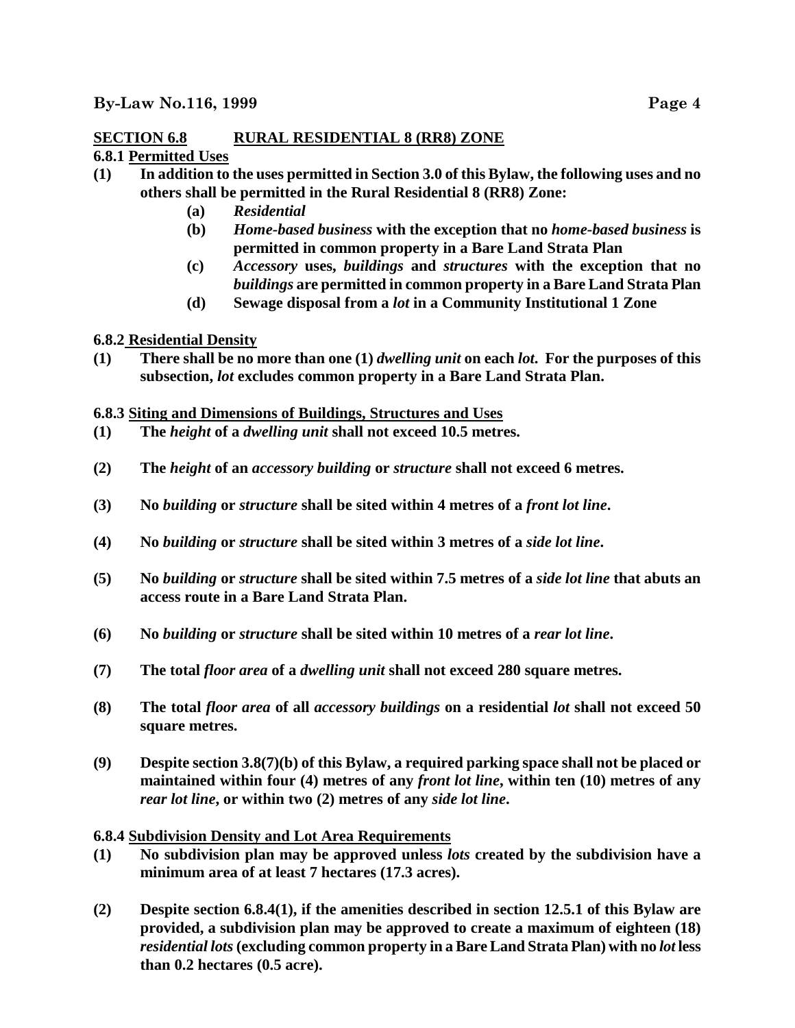## SECTION 6.8 RURAL RESIDENTIAL 8 (RR8) ZONE

### 6.8.1 Permitted Uses

**(1) In addition to the uses permitted in Section 3.0 of this Bylaw, the following uses and no others shall be permitted in the Rural Residential 8 (RR8) Zone:**

- **(a)** ***Residential***
- **(b)** ***Home-based business* with the exception that no *home-based business* is permitted in common property in a Bare Land Strata Plan**
- **(c)** ***Accessory* uses, *buildings* and *structures* with the exception that no *buildings* are permitted in common property in a Bare Land Strata Plan**
- **(d) Sewage disposal from a *lot* in a Community Institutional 1 Zone**

### 6.8.2 Residential Density

**(1) There shall be no more than one (1) *dwelling unit* on each *lot*. For the purposes of this subsection, *lot* excludes common property in a Bare Land Strata Plan.**

### 6.8.3 Siting and Dimensions of Buildings, Structures and Uses

**(1) The *height* of a *dwelling unit* shall not exceed 10.5 metres.**

**(2) The *height* of an *accessory building* or *structure* shall not exceed 6 metres.**

**(3) No *building* or *structure* shall be sited within 4 metres of a *front lot line*.**

**(4) No *building* or *structure* shall be sited within 3 metres of a *side lot line*.**

**(5) No *building* or *structure* shall be sited within 7.5 metres of a *side lot line* that abuts an access route in a Bare Land Strata Plan.**

**(6) No *building* or *structure* shall be sited within 10 metres of a *rear lot line*.**

**(7) The total *floor area* of a *dwelling unit* shall not exceed 280 square metres.**

**(8) The total *floor area* of all *accessory buildings* on a residential *lot* shall not exceed 50 square metres.**

**(9) Despite section 3.8(7)(b) of this Bylaw, a required parking space shall not be placed or maintained within four (4) metres of any *front lot line*, within ten (10) metres of any *rear lot line*, or within two (2) metres of any *side lot line*.**

### 6.8.4 Subdivision Density and Lot Area Requirements

**(1) No subdivision plan may be approved unless *lots* created by the subdivision have a minimum area of at least 7 hectares (17.3 acres).**

**(2) Despite section 6.8.4(1), if the amenities described in section 12.5.1 of this Bylaw are provided, a subdivision plan may be approved to create a maximum of eighteen (18) *residential lots* (excluding common property in a Bare Land Strata Plan) with no *lot* less than 0.2 hectares (0.5 acre).**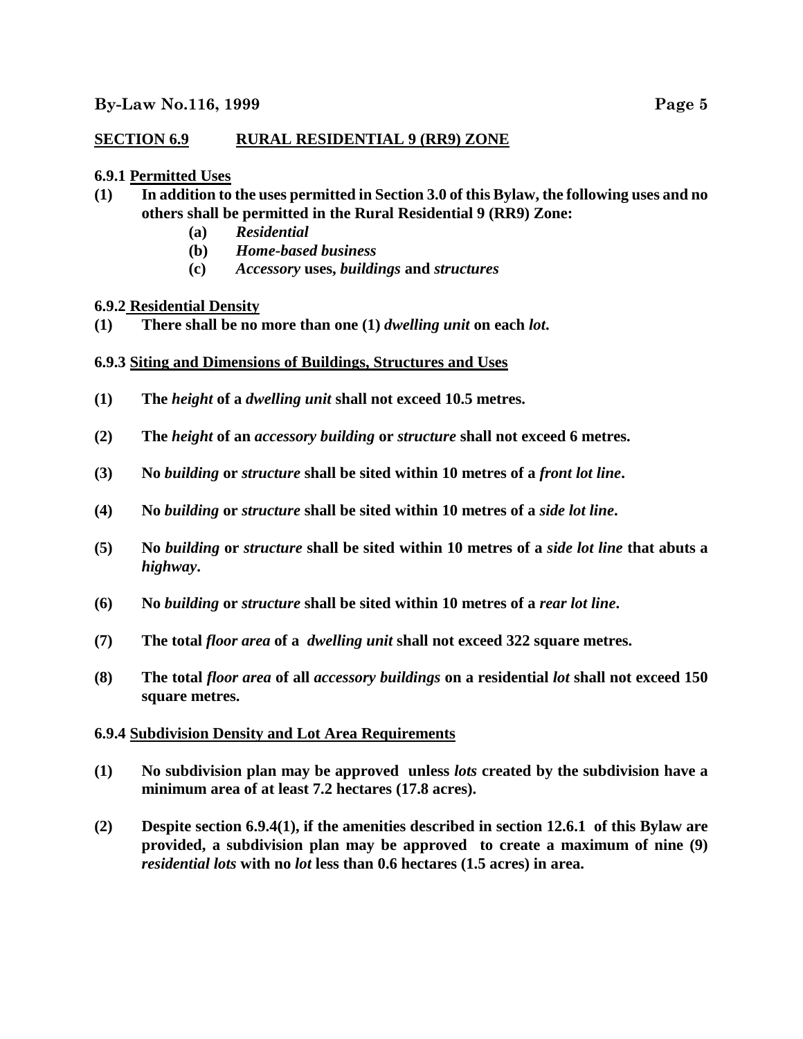## SECTION 6.9 RURAL RESIDENTIAL 9 (RR9) ZONE

### 6.9.1 Permitted Uses

**(1)** **In addition to the uses permitted in Section 3.0 of this Bylaw, the following uses and no others shall be permitted in the Rural Residential 9 (RR9) Zone:**

- **(a)** ***Residential***
- **(b)** ***Home-based business***
- **(c)** ***Accessory* uses, *buildings* and *structures***

### 6.9.2 Residential Density

**(1)** **There shall be no more than one (1) *dwelling unit* on each *lot*.**

### 6.9.3 Siting and Dimensions of Buildings, Structures and Uses

**(1)** **The *height* of a *dwelling unit* shall not exceed 10.5 metres.**

**(2)** **The *height* of an *accessory building* or *structure* shall not exceed 6 metres.**

**(3)** **No *building* or *structure* shall be sited within 10 metres of a *front lot line*.**

**(4)** **No *building* or *structure* shall be sited within 10 metres of a *side lot line*.**

**(5)** **No *building* or *structure* shall be sited within 10 metres of a *side lot line* that abuts a *highway*.**

**(6)** **No *building* or *structure* shall be sited within 10 metres of a *rear lot line*.**

**(7)** **The total *floor area* of a *dwelling unit* shall not exceed 322 square metres.**

**(8)** **The total *floor area* of all *accessory buildings* on a residential *lot* shall not exceed 150 square metres.**

### 6.9.4 Subdivision Density and Lot Area Requirements

**(1)** **No subdivision plan may be approved unless *lots* created by the subdivision have a minimum area of at least 7.2 hectares (17.8 acres).**

**(2)** **Despite section 6.9.4(1), if the amenities described in section 12.6.1 of this Bylaw are provided, a subdivision plan may be approved to create a maximum of nine (9) *residential lots* with no *lot* less than 0.6 hectares (1.5 acres) in area.**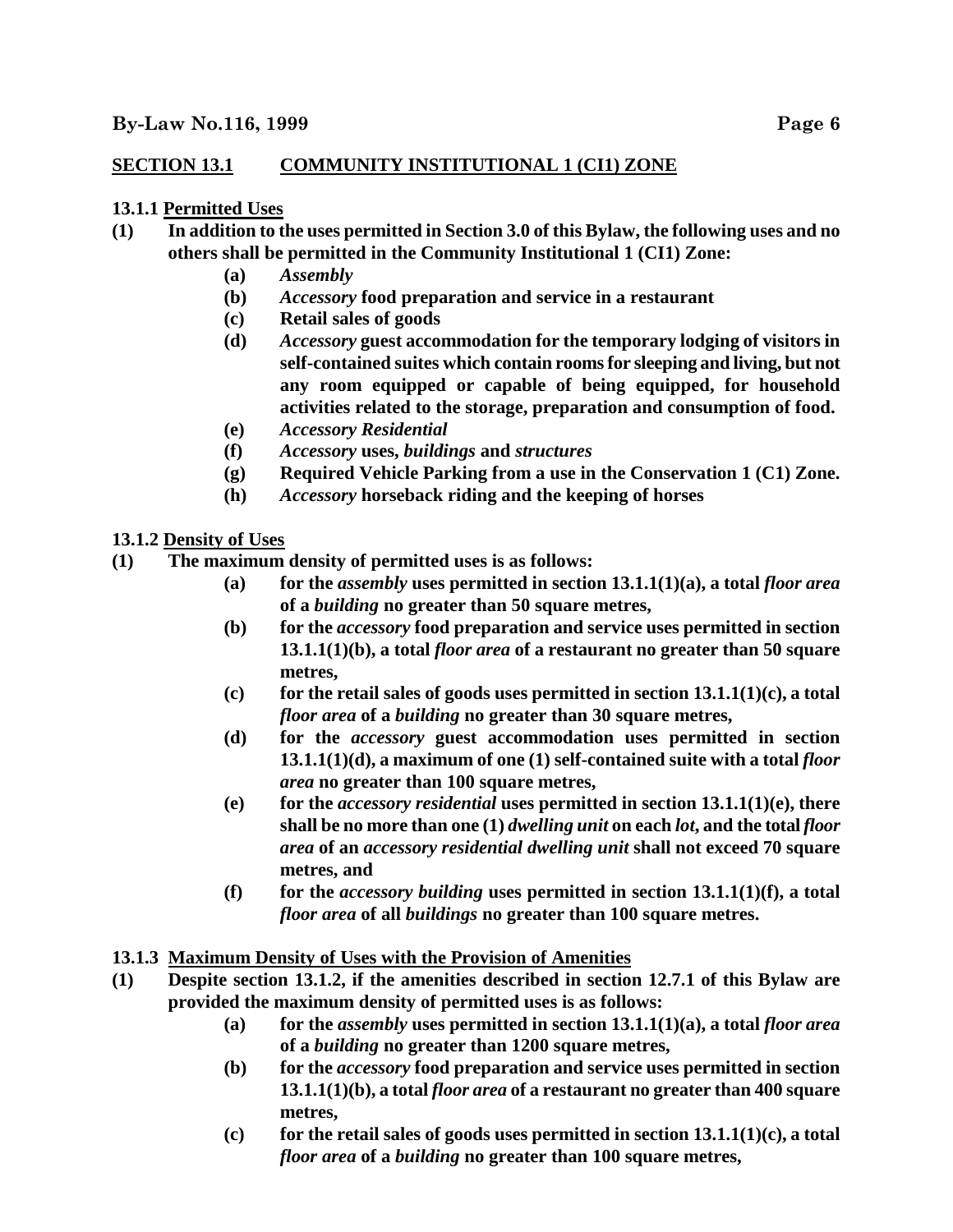## SECTION 13.1 COMMUNITY INSTITUTIONAL 1 (CI1) ZONE

**13.1.1 Permitted Uses**

**(1)** **In addition to the uses permitted in Section 3.0 of this Bylaw, the following uses and no others shall be permitted in the Community Institutional 1 (CI1) Zone:**

- **(a)** ***Assembly***
- **(b)** ***Accessory* food preparation and service in a restaurant**
- **(c)** **Retail sales of goods**
- **(d)** ***Accessory* guest accommodation for the temporary lodging of visitors in self-contained suites which contain rooms for sleeping and living, but not any room equipped or capable of being equipped, for household activities related to the storage, preparation and consumption of food.**
- **(e)** ***Accessory Residential***
- **(f)** ***Accessory* uses, *buildings* and *structures***
- **(g)** **Required Vehicle Parking from a use in the Conservation 1 (C1) Zone.**
- **(h)** ***Accessory* horseback riding and the keeping of horses**

**13.1.2 Density of Uses**

**(1)** **The maximum density of permitted uses is as follows:**

- **(a)** **for the *assembly* uses permitted in section 13.1.1(1)(a), a total *floor area* of a *building* no greater than 50 square metres,**
- **(b)** **for the *accessory* food preparation and service uses permitted in section 13.1.1(1)(b), a total *floor area* of a restaurant no greater than 50 square metres,**
- **(c)** **for the retail sales of goods uses permitted in section 13.1.1(1)(c), a total *floor area* of a *building* no greater than 30 square metres,**
- **(d)** **for the *accessory* guest accommodation uses permitted in section 13.1.1(1)(d), a maximum of one (1) self-contained suite with a total *floor area* no greater than 100 square metres,**
- **(e)** **for the *accessory residential* uses permitted in section 13.1.1(1)(e), there shall be no more than one (1) *dwelling unit* on each *lot*, and the total *floor area* of an *accessory residential dwelling unit* shall not exceed 70 square metres, and**
- **(f)** **for the *accessory building* uses permitted in section 13.1.1(1)(f), a total *floor area* of all *buildings* no greater than 100 square metres.**

**13.1.3 Maximum Density of Uses with the Provision of Amenities**

**(1)** **Despite section 13.1.2, if the amenities described in section 12.7.1 of this Bylaw are provided the maximum density of permitted uses is as follows:**

- **(a)** **for the *assembly* uses permitted in section 13.1.1(1)(a), a total *floor area* of a *building* no greater than 1200 square metres,**
- **(b)** **for the *accessory* food preparation and service uses permitted in section 13.1.1(1)(b), a total *floor area* of a restaurant no greater than 400 square metres,**
- **(c)** **for the retail sales of goods uses permitted in section 13.1.1(1)(c), a total *floor area* of a *building* no greater than 100 square metres,**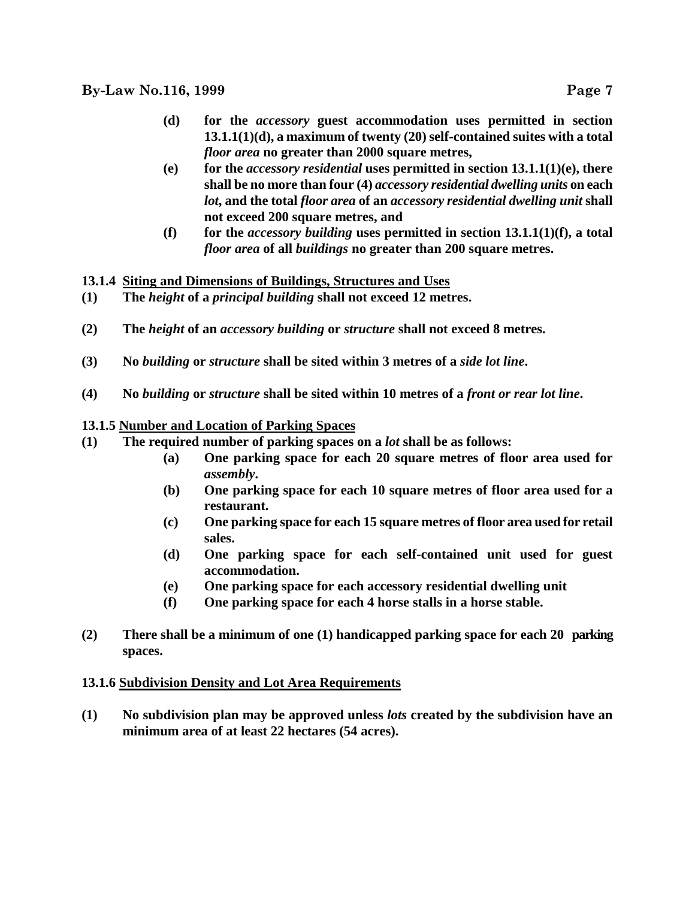**(d)** **for the *accessory* guest accommodation uses permitted in section 13.1.1(1)(d), a maximum of twenty (20) self-contained suites with a total *floor area* no greater than 2000 square metres,**

**(e)** **for the *accessory residential* uses permitted in section 13.1.1(1)(e), there shall be no more than four (4) *accessory residential dwelling units* on each *lot*, and the total *floor area* of an *accessory residential dwelling unit* shall not exceed 200 square metres, and**

**(f)** **for the *accessory building* uses permitted in section 13.1.1(1)(f), a total *floor area* of all *buildings* no greater than 200 square metres.**

**13.1.4 Siting and Dimensions of Buildings, Structures and Uses**

**(1)** **The *height* of a *principal building* shall not exceed 12 metres.**

**(2)** **The *height* of an *accessory building* or *structure* shall not exceed 8 metres.**

**(3)** **No *building* or *structure* shall be sited within 3 metres of a *side lot line*.**

**(4)** **No *building* or *structure* shall be sited within 10 metres of a *front or rear lot line*.**

**13.1.5 Number and Location of Parking Spaces**

**(1)** **The required number of parking spaces on a *lot* shall be as follows:**

**(a)** **One parking space for each 20 square metres of floor area used for *assembly*.**

**(b)** **One parking space for each 10 square metres of floor area used for a restaurant.**

**(c)** **One parking space for each 15 square metres of floor area used for retail sales.**

**(d)** **One parking space for each self-contained unit used for guest accommodation.**

**(e)** **One parking space for each accessory residential dwelling unit**

**(f)** **One parking space for each 4 horse stalls in a horse stable.**

**(2)** **There shall be a minimum of one (1) handicapped parking space for each 20 parking spaces.**

**13.1.6 Subdivision Density and Lot Area Requirements**

**(1)** **No subdivision plan may be approved unless *lots* created by the subdivision have an minimum area of at least 22 hectares (54 acres).**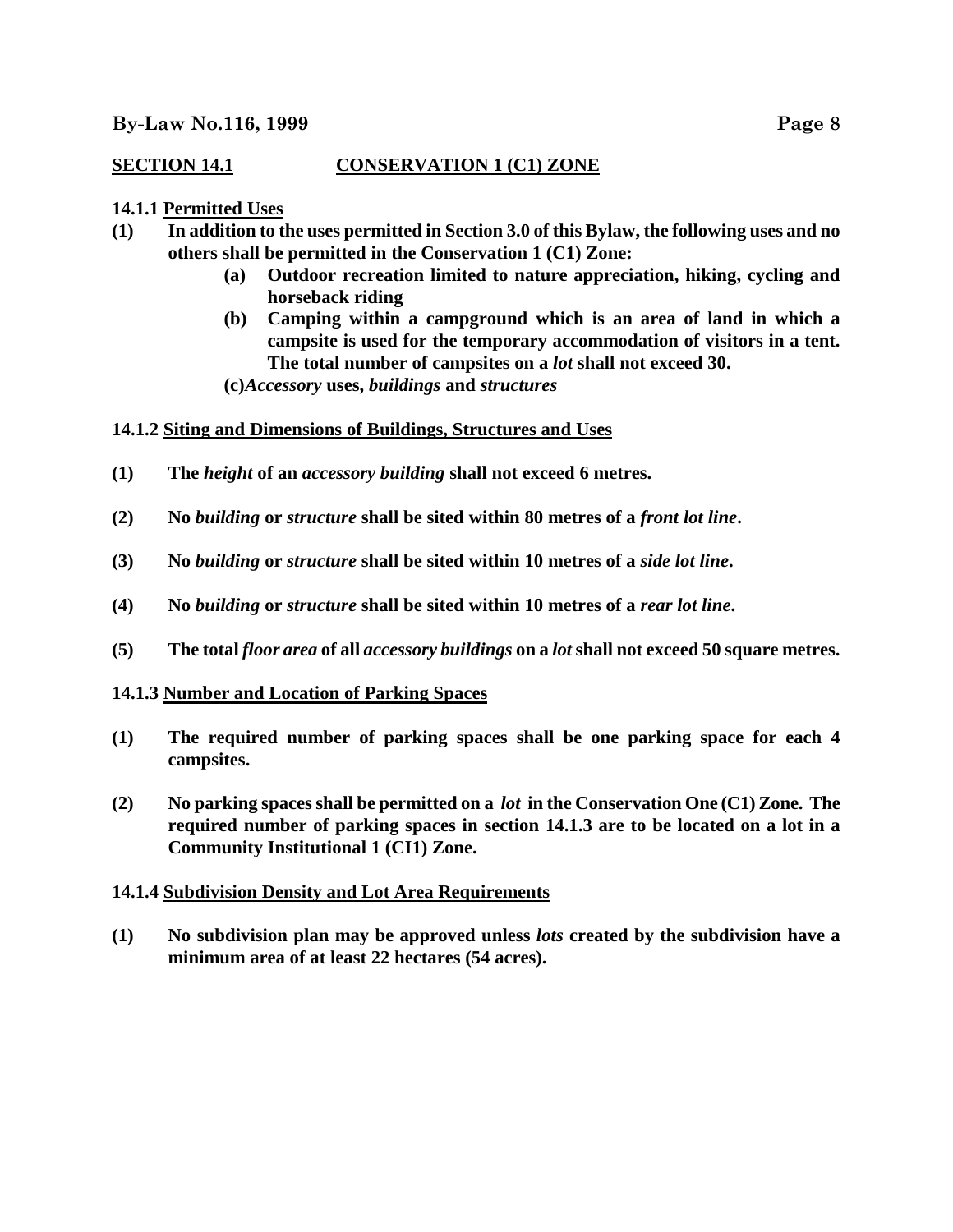## SECTION 14.1 CONSERVATION 1 (C1) ZONE

### 14.1.1 Permitted Uses

**(1)** **In addition to the uses permitted in Section 3.0 of this Bylaw, the following uses and no others shall be permitted in the Conservation 1 (C1) Zone:**

- **(a)** **Outdoor recreation limited to nature appreciation, hiking, cycling and horseback riding**
- **(b)** **Camping within a campground which is an area of land in which a campsite is used for the temporary accommodation of visitors in a tent. The total number of campsites on a *lot* shall not exceed 30.**
- **(c)** ***Accessory* uses, *buildings* and *structures***

### 14.1.2 Siting and Dimensions of Buildings, Structures and Uses

**(1)** **The *height* of an *accessory building* shall not exceed 6 metres.**

**(2)** **No *building* or *structure* shall be sited within 80 metres of a *front lot line*.**

**(3)** **No *building* or *structure* shall be sited within 10 metres of a *side lot line*.**

**(4)** **No *building* or *structure* shall be sited within 10 metres of a *rear lot line*.**

**(5)** **The total *floor area* of all *accessory buildings* on a *lot* shall not exceed 50 square metres.**

### 14.1.3 Number and Location of Parking Spaces

**(1)** **The required number of parking spaces shall be one parking space for each 4 campsites.**

**(2)** **No parking spaces shall be permitted on a *lot* in the Conservation One (C1) Zone. The required number of parking spaces in section 14.1.3 are to be located on a lot in a Community Institutional 1 (CI1) Zone.**

### 14.1.4 Subdivision Density and Lot Area Requirements

**(1)** **No subdivision plan may be approved unless *lots* created by the subdivision have a minimum area of at least 22 hectares (54 acres).**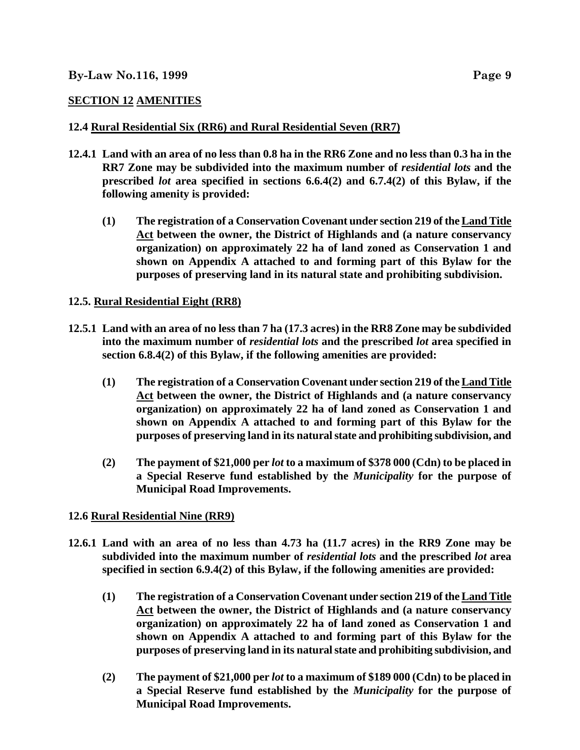## SECTION 12 AMENITIES

### 12.4 Rural Residential Six (RR6) and Rural Residential Seven (RR7)

**12.4.1 Land with an area of no less than 0.8 ha in the RR6 Zone and no less than 0.3 ha in the RR7 Zone may be subdivided into the maximum number of *residential lots* and the prescribed *lot* area specified in sections 6.6.4(2) and 6.7.4(2) of this Bylaw, if the following amenity is provided:**

**(1) The registration of a Conservation Covenant under section 219 of the Land Title Act between the owner, the District of Highlands and (a nature conservancy organization) on approximately 22 ha of land zoned as Conservation 1 and shown on Appendix A attached to and forming part of this Bylaw for the purposes of preserving land in its natural state and prohibiting subdivision.**

### 12.5. Rural Residential Eight (RR8)

**12.5.1 Land with an area of no less than 7 ha (17.3 acres) in the RR8 Zone may be subdivided into the maximum number of *residential lots* and the prescribed *lot* area specified in section 6.8.4(2) of this Bylaw, if the following amenities are provided:**

**(1) The registration of a Conservation Covenant under section 219 of the Land Title Act between the owner, the District of Highlands and (a nature conservancy organization) on approximately 22 ha of land zoned as Conservation 1 and shown on Appendix A attached to and forming part of this Bylaw for the purposes of preserving land in its natural state and prohibiting subdivision, and**

**(2) The payment of $21,000 per *lot* to a maximum of $378 000 (Cdn) to be placed in a Special Reserve fund established by the *Municipality* for the purpose of Municipal Road Improvements.**

### 12.6 Rural Residential Nine (RR9)

**12.6.1 Land with an area of no less than 4.73 ha (11.7 acres) in the RR9 Zone may be subdivided into the maximum number of *residential lots* and the prescribed *lot* area specified in section 6.9.4(2) of this Bylaw, if the following amenities are provided:**

**(1) The registration of a Conservation Covenant under section 219 of the Land Title Act between the owner, the District of Highlands and (a nature conservancy organization) on approximately 22 ha of land zoned as Conservation 1 and shown on Appendix A attached to and forming part of this Bylaw for the purposes of preserving land in its natural state and prohibiting subdivision, and**

**(2) The payment of $21,000 per *lot* to a maximum of $189 000 (Cdn) to be placed in a Special Reserve fund established by the *Municipality* for the purpose of Municipal Road Improvements.**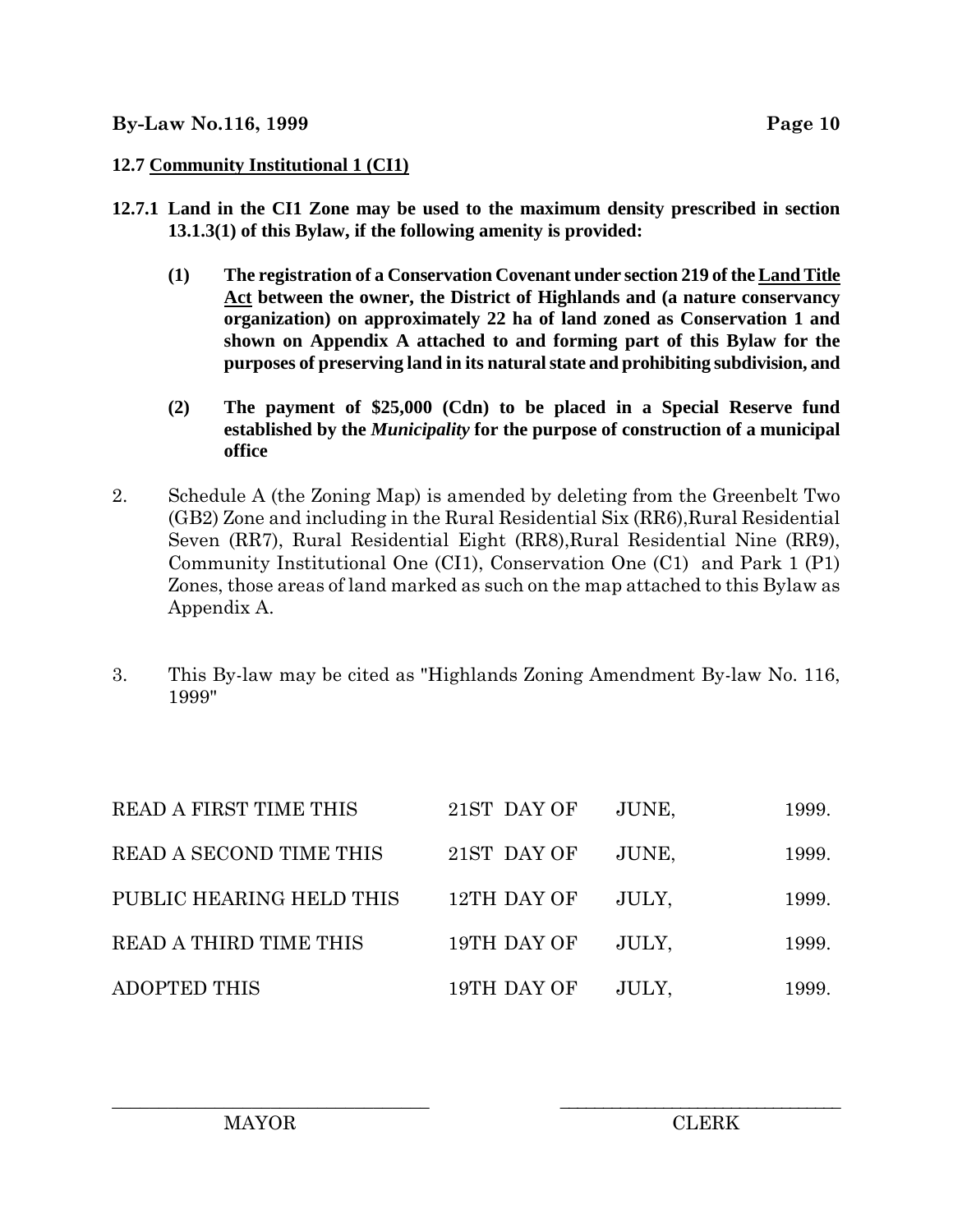### 12.7 Community Institutional 1 (CI1)

**12.7.1 Land in the CI1 Zone may be used to the maximum density prescribed in section 13.1.3(1) of this Bylaw, if the following amenity is provided:**

**(1) The registration of a Conservation Covenant under section 219 of the Land Title Act between the owner, the District of Highlands and (a nature conservancy organization) on approximately 22 ha of land zoned as Conservation 1 and shown on Appendix A attached to and forming part of this Bylaw for the purposes of preserving land in its natural state and prohibiting subdivision, and**

**(2) The payment of $25,000 (Cdn) to be placed in a Special Reserve fund established by the *Municipality* for the purpose of construction of a municipal office**

2. Schedule A (the Zoning Map) is amended by deleting from the Greenbelt Two (GB2) Zone and including in the Rural Residential Six (RR6),Rural Residential Seven (RR7), Rural Residential Eight (RR8),Rural Residential Nine (RR9), Community Institutional One (CI1), Conservation One (C1) and Park 1 (P1) Zones, those areas of land marked as such on the map attached to this Bylaw as Appendix A.

3. This By-law may be cited as "Highlands Zoning Amendment By-law No. 116, 1999"

| | | | |
|---|---|---|---|
| READ A FIRST TIME THIS | 21ST DAY OF | JUNE, | 1999. |
| READ A SECOND TIME THIS | 21ST DAY OF | JUNE, | 1999. |
| PUBLIC HEARING HELD THIS | 12TH DAY OF | JULY, | 1999. |
| READ A THIRD TIME THIS | 19TH DAY OF | JULY, | 1999. |
| ADOPTED THIS | 19TH DAY OF | JULY, | 1999. |

\_\_\_\_\_\_\_\_\_\_\_\_\_\_\_\_\_\_\_\_\_\_\_\_\_\_\_\_\_\_  
MAYOR

\_\_\_\_\_\_\_\_\_\_\_\_\_\_\_\_\_\_\_\_\_\_\_\_\_\_\_\_\_\_  
CLERK